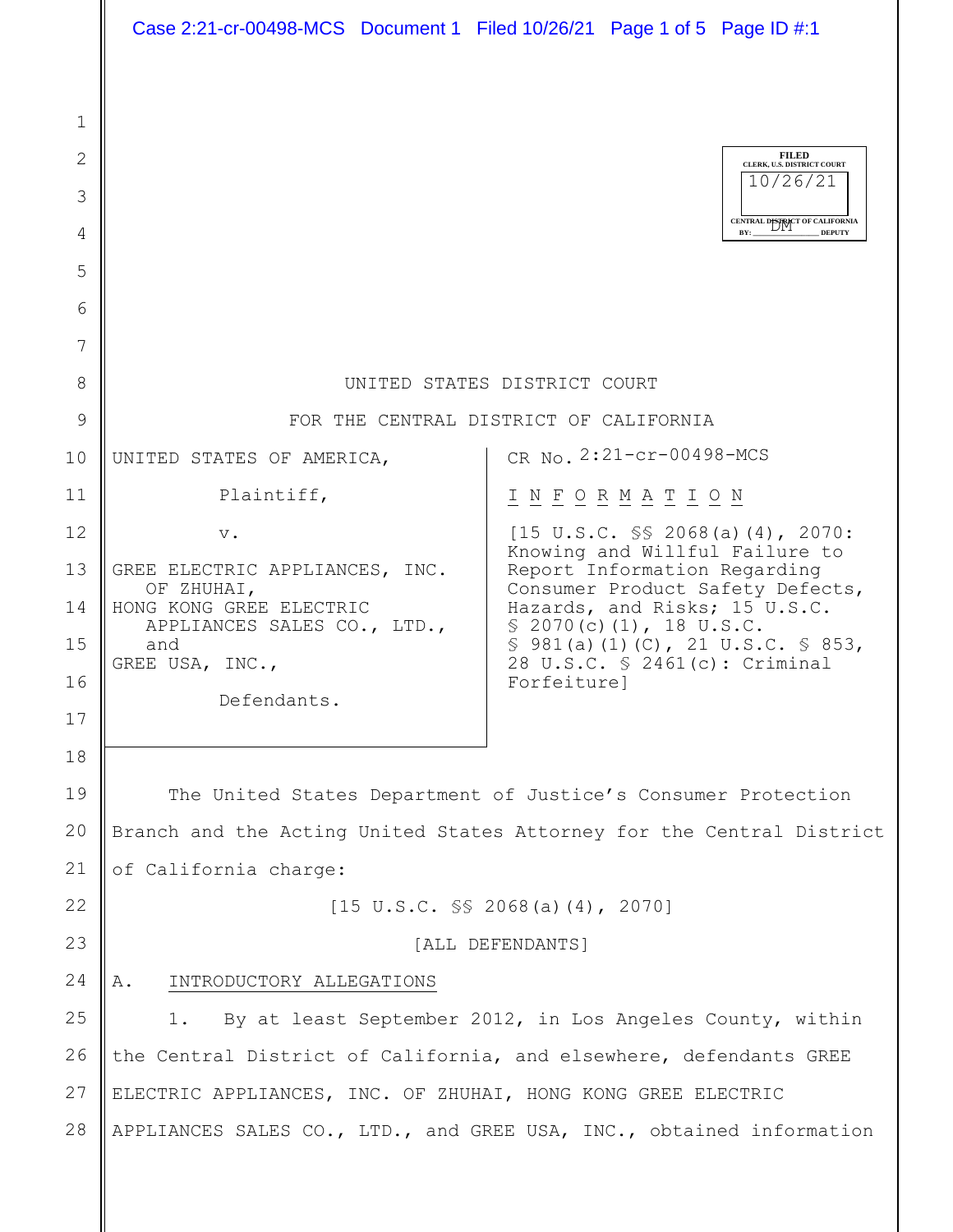FILED
CLERK, U.S. DISTRICT COURT
10/26/21
CENTRAL DISTRICT OF CALIFORNIA
BY: DM DEPUTY

UNITED STATES DISTRICT COURT

FOR THE CENTRAL DISTRICT OF CALIFORNIA

| | |
|---|---|
| UNITED STATES OF AMERICA,<br><br>Plaintiff,<br><br>v.<br><br>GREE ELECTRIC APPLIANCES, INC. OF ZHUHAI,<br>HONG KONG GREE ELECTRIC APPLIANCES SALES CO., LTD., and<br>GREE USA, INC.,<br><br>Defendants. | CR No. 2:21-cr-00498-MCS<br><br><u>I N F O R M A T I O N</u><br><br>[15 U.S.C. §§ 2068(a)(4), 2070: Knowing and Willful Failure to Report Information Regarding Consumer Product Safety Defects, Hazards, and Risks; 15 U.S.C. § 2070(c)(1), 18 U.S.C. § 981(a)(1)(C), 21 U.S.C. § 853, 28 U.S.C. § 2461(c): Criminal Forfeiture] |

The United States Department of Justice's Consumer Protection Branch and the Acting United States Attorney for the Central District of California charge:

[15 U.S.C. §§ 2068(a)(4), 2070]

[ALL DEFENDANTS]

A. <u>INTRODUCTORY ALLEGATIONS</u>

1. By at least September 2012, in Los Angeles County, within the Central District of California, and elsewhere, defendants GREE ELECTRIC APPLIANCES, INC. OF ZHUHAI, HONG KONG GREE ELECTRIC APPLIANCES SALES CO., LTD., and GREE USA, INC., obtained information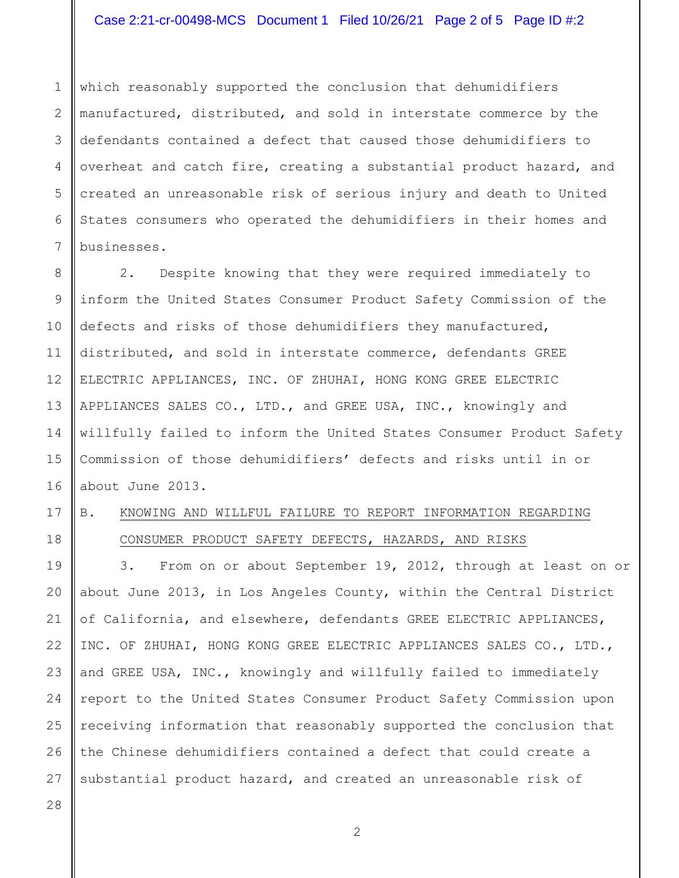which reasonably supported the conclusion that dehumidifiers manufactured, distributed, and sold in interstate commerce by the defendants contained a defect that caused those dehumidifiers to overheat and catch fire, creating a substantial product hazard, and created an unreasonable risk of serious injury and death to United States consumers who operated the dehumidifiers in their homes and businesses.

2. Despite knowing that they were required immediately to inform the United States Consumer Product Safety Commission of the defects and risks of those dehumidifiers they manufactured, distributed, and sold in interstate commerce, defendants GREE ELECTRIC APPLIANCES, INC. OF ZHUHAI, HONG KONG GREE ELECTRIC APPLIANCES SALES CO., LTD., and GREE USA, INC., knowingly and willfully failed to inform the United States Consumer Product Safety Commission of those dehumidifiers' defects and risks until in or about June 2013.

## B. KNOWING AND WILLFUL FAILURE TO REPORT INFORMATION REGARDING CONSUMER PRODUCT SAFETY DEFECTS, HAZARDS, AND RISKS

3. From on or about September 19, 2012, through at least on or about June 2013, in Los Angeles County, within the Central District of California, and elsewhere, defendants GREE ELECTRIC APPLIANCES, INC. OF ZHUHAI, HONG KONG GREE ELECTRIC APPLIANCES SALES CO., LTD., and GREE USA, INC., knowingly and willfully failed to immediately report to the United States Consumer Product Safety Commission upon receiving information that reasonably supported the conclusion that the Chinese dehumidifiers contained a defect that could create a substantial product hazard, and created an unreasonable risk of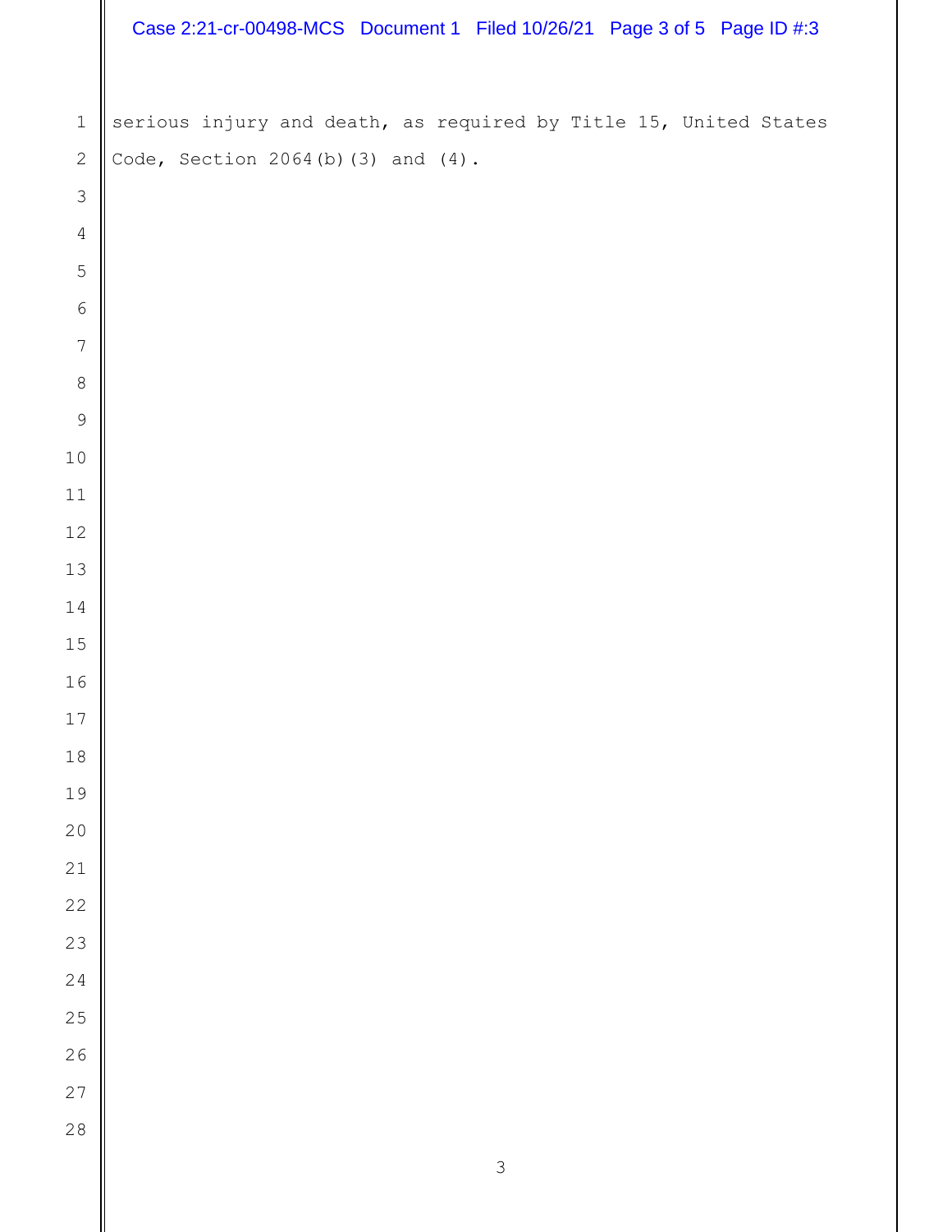serious injury and death, as required by Title 15, United States Code, Section 2064(b)(3) and (4).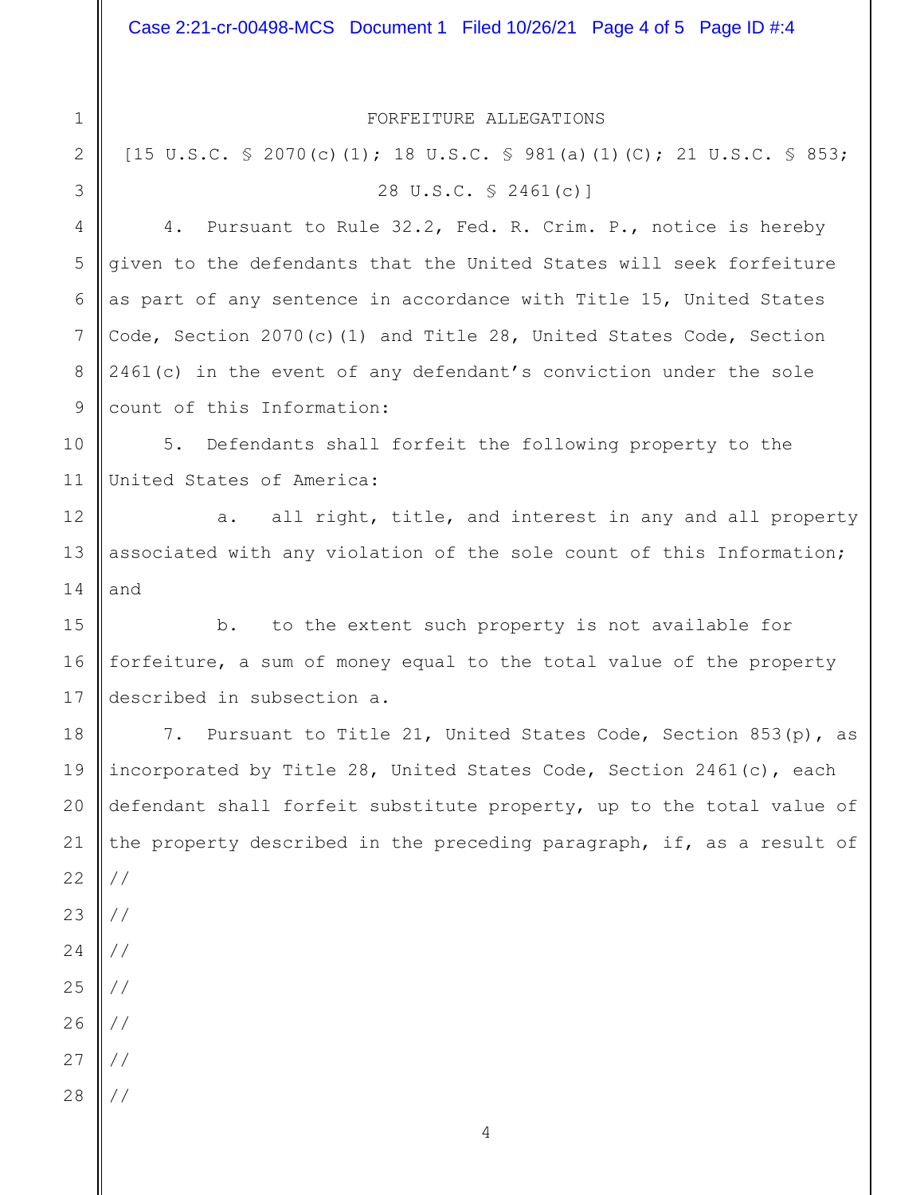# FORFEITURE ALLEGATIONS

[15 U.S.C. § 2070(c)(1); 18 U.S.C. § 981(a)(1)(C); 21 U.S.C. § 853; 28 U.S.C. § 2461(c)]

4. Pursuant to Rule 32.2, Fed. R. Crim. P., notice is hereby given to the defendants that the United States will seek forfeiture as part of any sentence in accordance with Title 15, United States Code, Section 2070(c)(1) and Title 28, United States Code, Section 2461(c) in the event of any defendant's conviction under the sole count of this Information:

5. Defendants shall forfeit the following property to the United States of America:

a. all right, title, and interest in any and all property associated with any violation of the sole count of this Information; and

b. to the extent such property is not available for forfeiture, a sum of money equal to the total value of the property described in subsection a.

7. Pursuant to Title 21, United States Code, Section 853(p), as incorporated by Title 28, United States Code, Section 2461(c), each defendant shall forfeit substitute property, up to the total value of the property described in the preceding paragraph, if, as a result of

//

//

//

//

//

//

//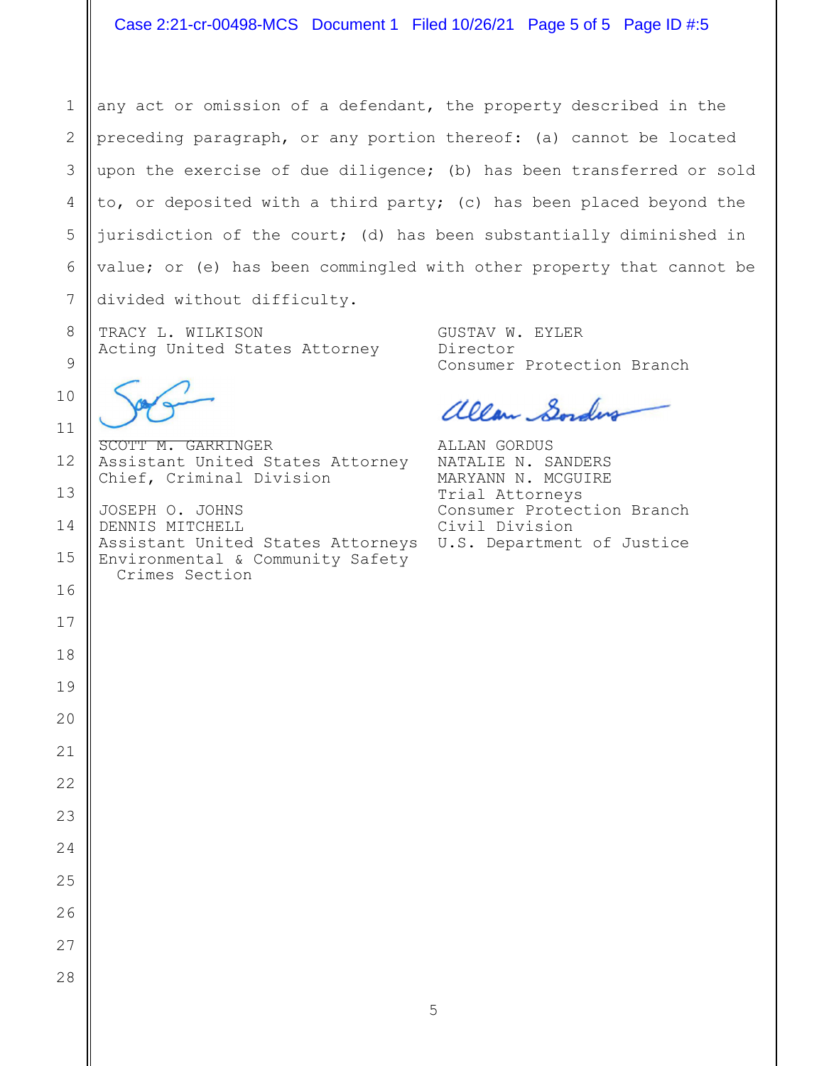any act or omission of a defendant, the property described in the preceding paragraph, or any portion thereof: (a) cannot be located upon the exercise of due diligence; (b) has been transferred or sold to, or deposited with a third party; (c) has been placed beyond the jurisdiction of the court; (d) has been substantially diminished in value; or (e) has been commingled with other property that cannot be divided without difficulty.

TRACY L. WILKISON
Acting United States Attorney

SCOTT M. GARRINGER
Assistant United States Attorney
Chief, Criminal Division

JOSEPH O. JOHNS
DENNIS MITCHELL
Assistant United States Attorneys
Environmental & Community Safety Crimes Section

GUSTAV W. EYLER
Director
Consumer Protection Branch

ALLAN GORDUS
NATALIE N. SANDERS
MARYANN N. MCGUIRE
Trial Attorneys
Consumer Protection Branch
Civil Division
U.S. Department of Justice